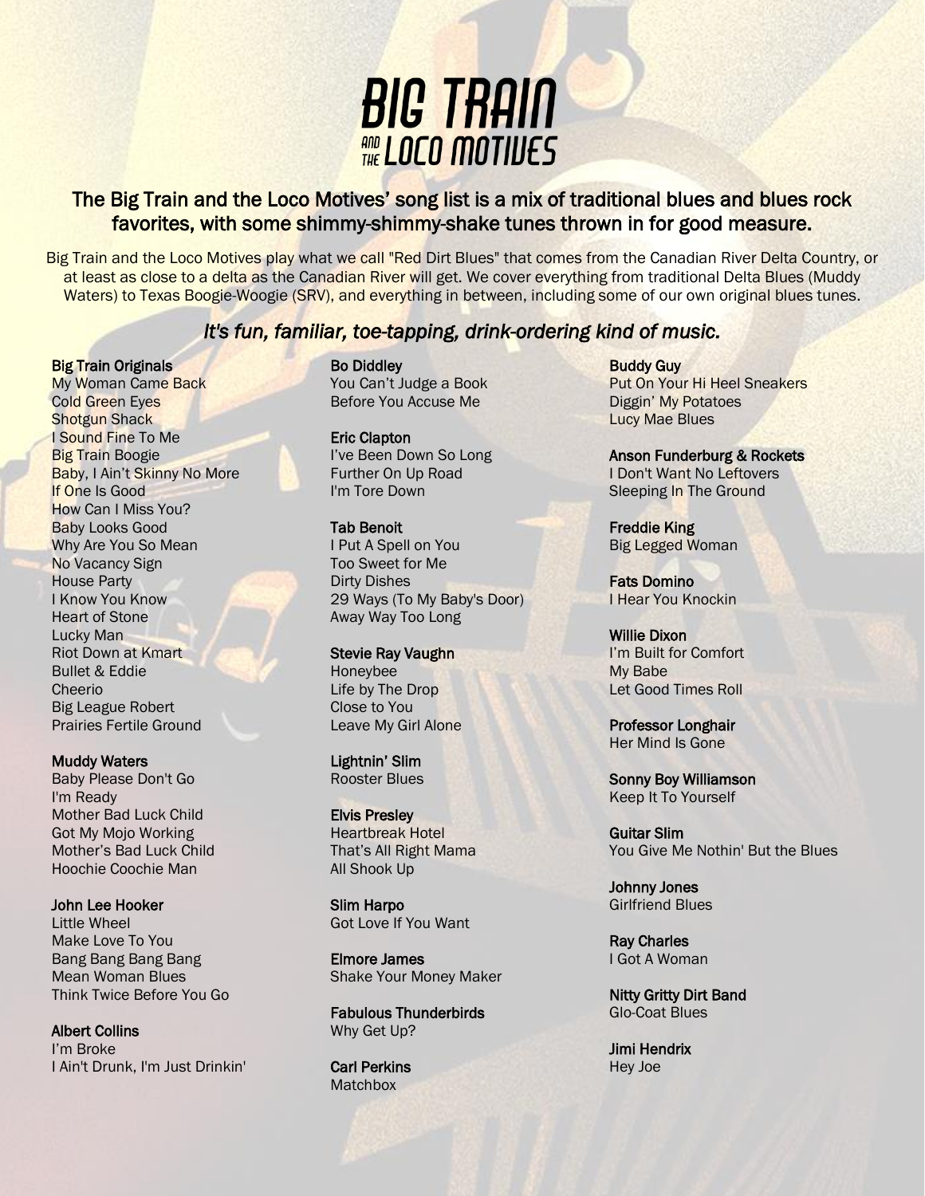# BIG TRAIN AND THE LOCO MOTIVES

## The Big Train and the Loco Motives' song list is a mix of traditional blues and blues rock favorites, with some shimmy-shimmy-shake tunes thrown in for good measure.

Big Train and the Loco Motives play what we call "Red Dirt Blues" that comes from the Canadian River Delta Country, or at least as close to a delta as the Canadian River will get. We cover everything from traditional Delta Blues (Muddy Waters) to Texas Boogie-Woogie (SRV), and everything in between, including some of our own original blues tunes.

### *It's fun, familiar, toe-tapping, drink-ordering kind of music.*

**Big Train Originals**
My Woman Came Back
Cold Green Eyes
Shotgun Shack
I Sound Fine To Me
Big Train Boogie
Baby, I Ain't Skinny No More
If One Is Good
How Can I Miss You?
Baby Looks Good
Why Are You So Mean
No Vacancy Sign
House Party
I Know You Know
Heart of Stone
Lucky Man
Riot Down at Kmart
Bullet & Eddie
Cheerio
Big League Robert
Prairies Fertile Ground

**Muddy Waters**
Baby Please Don't Go
I'm Ready
Mother Bad Luck Child
Got My Mojo Working
Mother's Bad Luck Child
Hoochie Coochie Man

**John Lee Hooker**
Little Wheel
Make Love To You
Bang Bang Bang Bang
Mean Woman Blues
Think Twice Before You Go

**Albert Collins**
I'm Broke
I Ain't Drunk, I'm Just Drinkin'

**Bo Diddley**
You Can't Judge a Book
Before You Accuse Me

**Eric Clapton**
I've Been Down So Long
Further On Up Road
I'm Tore Down

**Tab Benoit**
I Put A Spell on You
Too Sweet for Me
Dirty Dishes
29 Ways (To My Baby's Door)
Away Way Too Long

**Stevie Ray Vaughn**
Honeybee
Life by The Drop
Close to You
Leave My Girl Alone

**Lightnin' Slim**
Rooster Blues

**Elvis Presley**
Heartbreak Hotel
That's All Right Mama
All Shook Up

**Slim Harpo**
Got Love If You Want

**Elmore James**
Shake Your Money Maker

**Fabulous Thunderbirds**
Why Get Up?

**Carl Perkins**
Matchbox

**Buddy Guy**
Put On Your Hi Heel Sneakers
Diggin' My Potatoes
Lucy Mae Blues

**Anson Funderburg & Rockets**
I Don't Want No Leftovers
Sleeping In The Ground

**Freddie King**
Big Legged Woman

**Fats Domino**
I Hear You Knockin

**Willie Dixon**
I'm Built for Comfort
My Babe
Let Good Times Roll

**Professor Longhair**
Her Mind Is Gone

**Sonny Boy Williamson**
Keep It To Yourself

**Guitar Slim**
You Give Me Nothin' But the Blues

**Johnny Jones**
Girlfriend Blues

**Ray Charles**
I Got A Woman

**Nitty Gritty Dirt Band**
Glo-Coat Blues

**Jimi Hendrix**
Hey Joe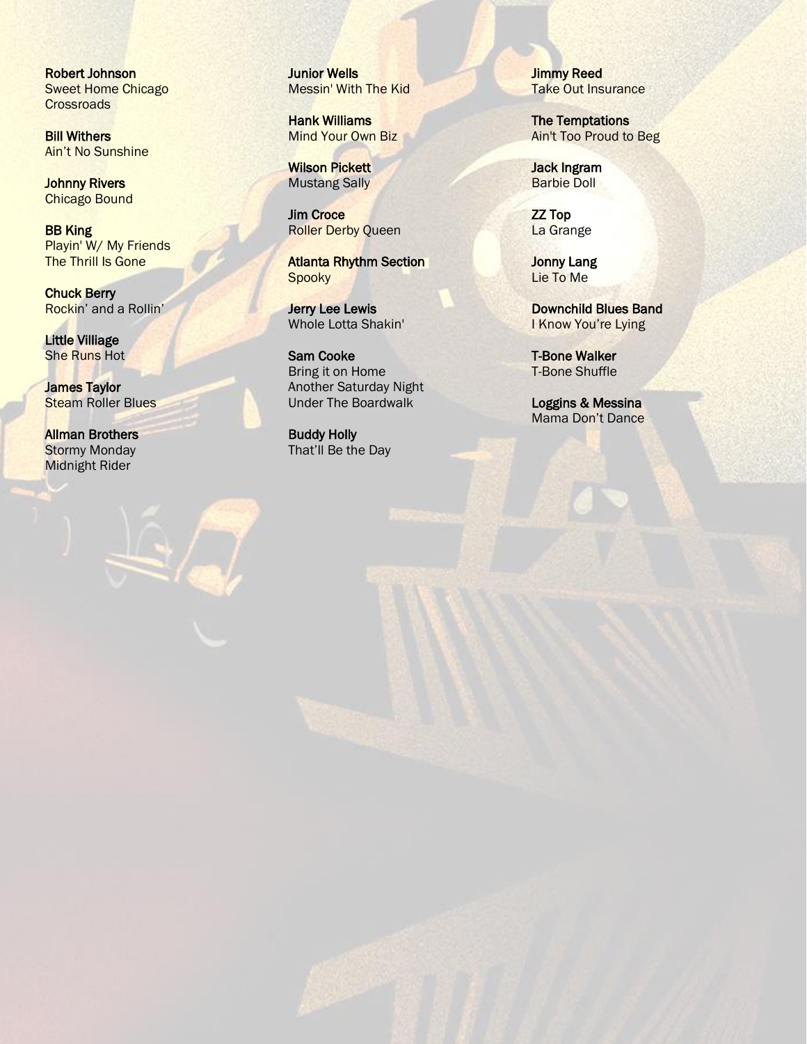**Robert Johnson**
Sweet Home Chicago
Crossroads

**Bill Withers**
Ain't No Sunshine

**Johnny Rivers**
Chicago Bound

**BB King**
Playin' W/ My Friends
The Thrill Is Gone

**Chuck Berry**
Rockin' and a Rollin'

**Little Villiage**
She Runs Hot

**James Taylor**
Steam Roller Blues

**Allman Brothers**
Stormy Monday
Midnight Rider

**Junior Wells**
Messin' With The Kid

**Hank Williams**
Mind Your Own Biz

**Wilson Pickett**
Mustang Sally

**Jim Croce**
Roller Derby Queen

**Atlanta Rhythm Section**
Spooky

**Jerry Lee Lewis**
Whole Lotta Shakin'

**Sam Cooke**
Bring it on Home
Another Saturday Night
Under The Boardwalk

**Buddy Holly**
That'll Be the Day

**Jimmy Reed**
Take Out Insurance

**The Temptations**
Ain't Too Proud to Beg

**Jack Ingram**
Barbie Doll

**ZZ Top**
La Grange

**Jonny Lang**
Lie To Me

**Downchild Blues Band**
I Know You're Lying

**T-Bone Walker**
T-Bone Shuffle

**Loggins & Messina**
Mama Don't Dance